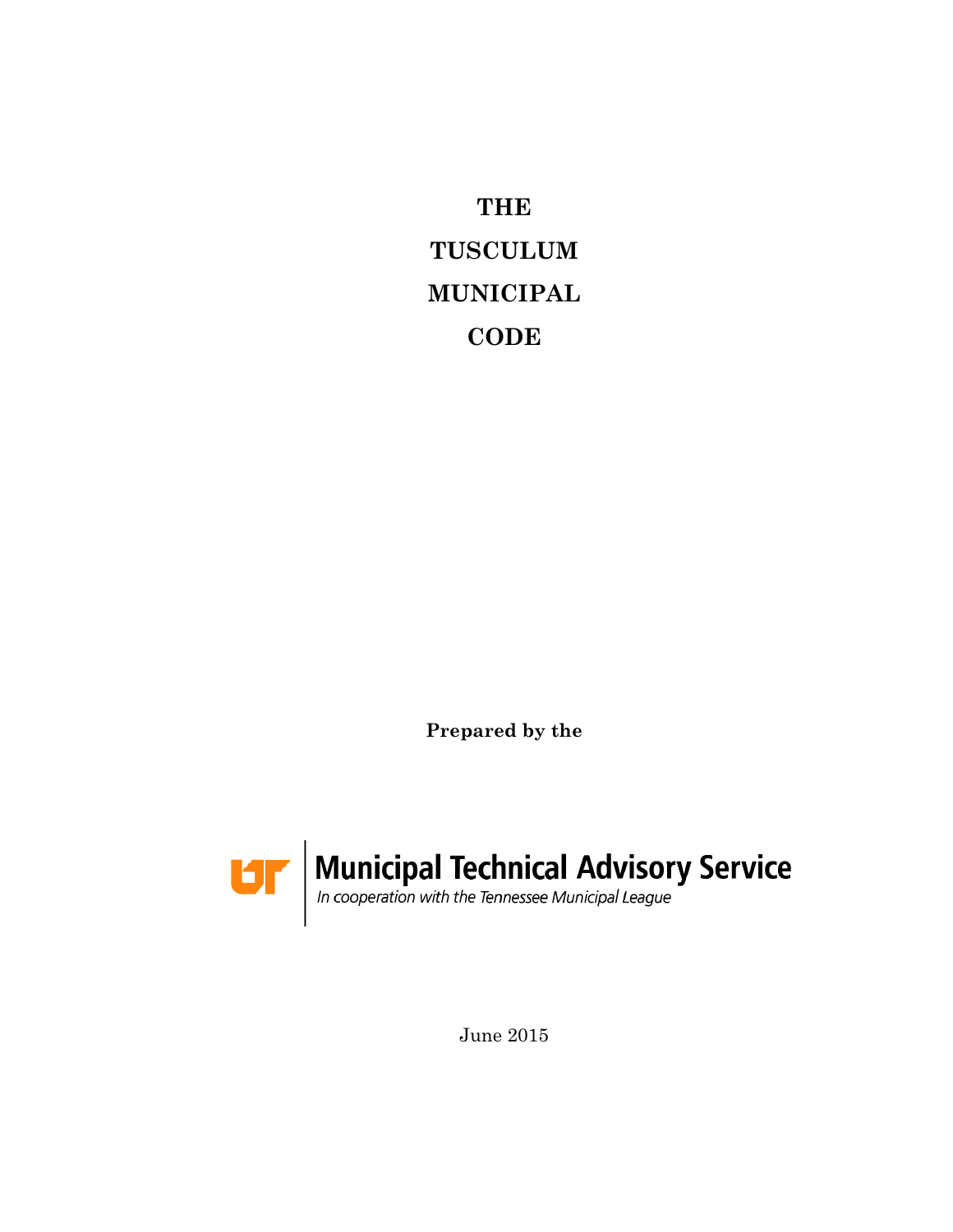# THE TUSCULUM MUNICIPAL CODE

**Prepared by the**

Municipal Technical Advisory Service

*In cooperation with the Tennessee Municipal League*

June 2015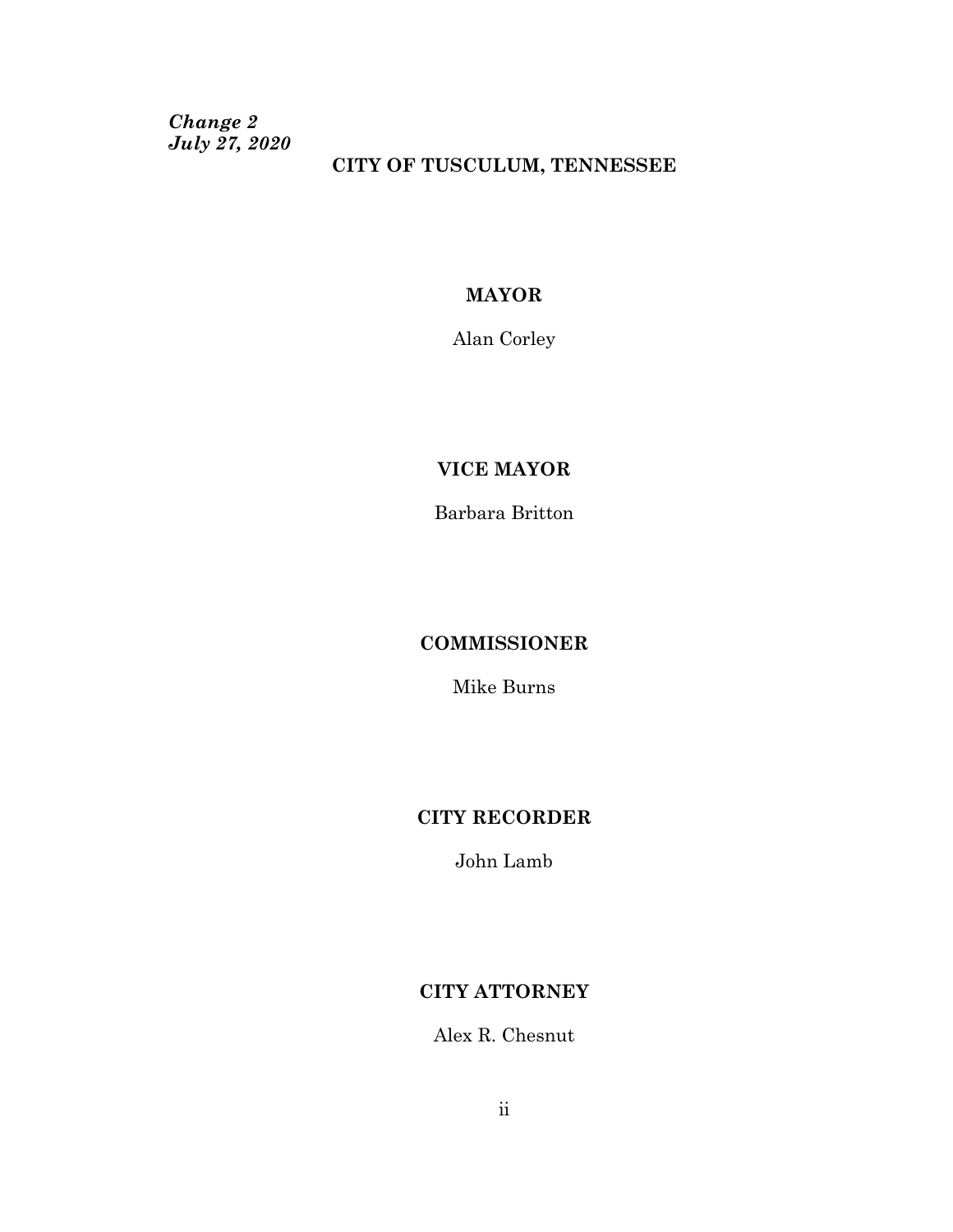***Change 2***
***July 27, 2020***

**CITY OF TUSCULUM, TENNESSEE**

**MAYOR**

Alan Corley

**VICE MAYOR**

Barbara Britton

**COMMISSIONER**

Mike Burns

**CITY RECORDER**

John Lamb

**CITY ATTORNEY**

Alex R. Chesnut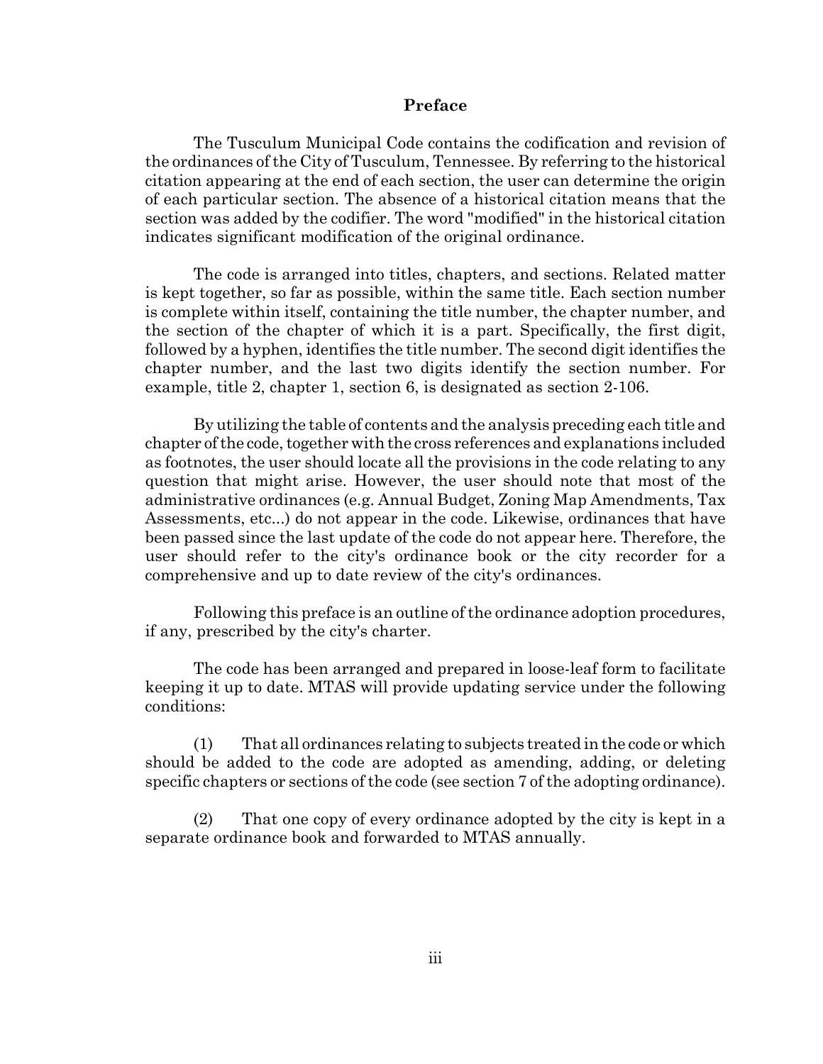## Preface

The Tusculum Municipal Code contains the codification and revision of the ordinances of the City of Tusculum, Tennessee. By referring to the historical citation appearing at the end of each section, the user can determine the origin of each particular section. The absence of a historical citation means that the section was added by the codifier. The word "modified" in the historical citation indicates significant modification of the original ordinance.

The code is arranged into titles, chapters, and sections. Related matter is kept together, so far as possible, within the same title. Each section number is complete within itself, containing the title number, the chapter number, and the section of the chapter of which it is a part. Specifically, the first digit, followed by a hyphen, identifies the title number. The second digit identifies the chapter number, and the last two digits identify the section number. For example, title 2, chapter 1, section 6, is designated as section 2-106.

By utilizing the table of contents and the analysis preceding each title and chapter of the code, together with the cross references and explanations included as footnotes, the user should locate all the provisions in the code relating to any question that might arise. However, the user should note that most of the administrative ordinances (e.g. Annual Budget, Zoning Map Amendments, Tax Assessments, etc...) do not appear in the code. Likewise, ordinances that have been passed since the last update of the code do not appear here. Therefore, the user should refer to the city's ordinance book or the city recorder for a comprehensive and up to date review of the city's ordinances.

Following this preface is an outline of the ordinance adoption procedures, if any, prescribed by the city's charter.

The code has been arranged and prepared in loose-leaf form to facilitate keeping it up to date. MTAS will provide updating service under the following conditions:

(1) That all ordinances relating to subjects treated in the code or which should be added to the code are adopted as amending, adding, or deleting specific chapters or sections of the code (see section 7 of the adopting ordinance).

(2) That one copy of every ordinance adopted by the city is kept in a separate ordinance book and forwarded to MTAS annually.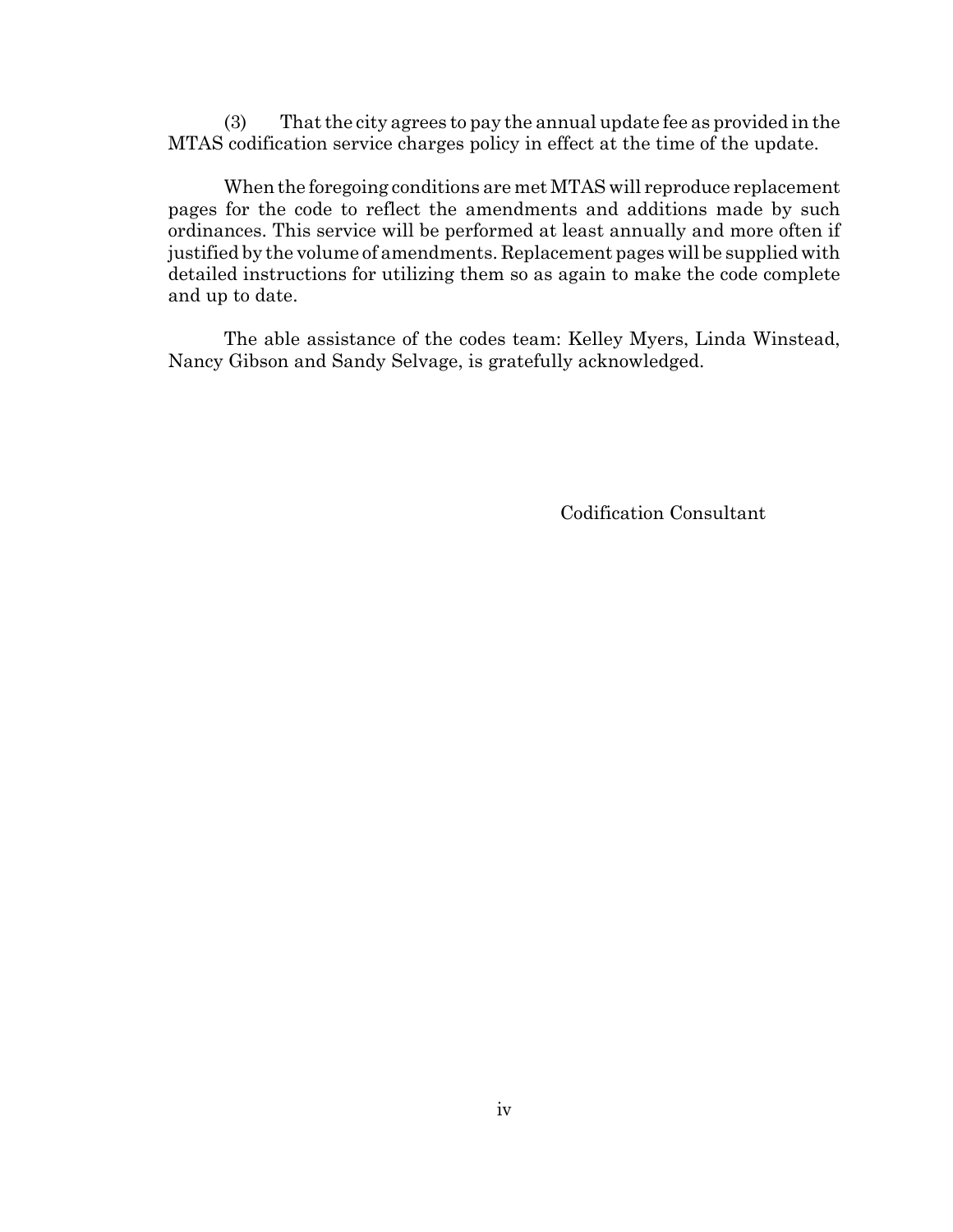(3) That the city agrees to pay the annual update fee as provided in the MTAS codification service charges policy in effect at the time of the update.

When the foregoing conditions are met MTAS will reproduce replacement pages for the code to reflect the amendments and additions made by such ordinances. This service will be performed at least annually and more often if justified by the volume of amendments. Replacement pages will be supplied with detailed instructions for utilizing them so as again to make the code complete and up to date.

The able assistance of the codes team: Kelley Myers, Linda Winstead, Nancy Gibson and Sandy Selvage, is gratefully acknowledged.

Codification Consultant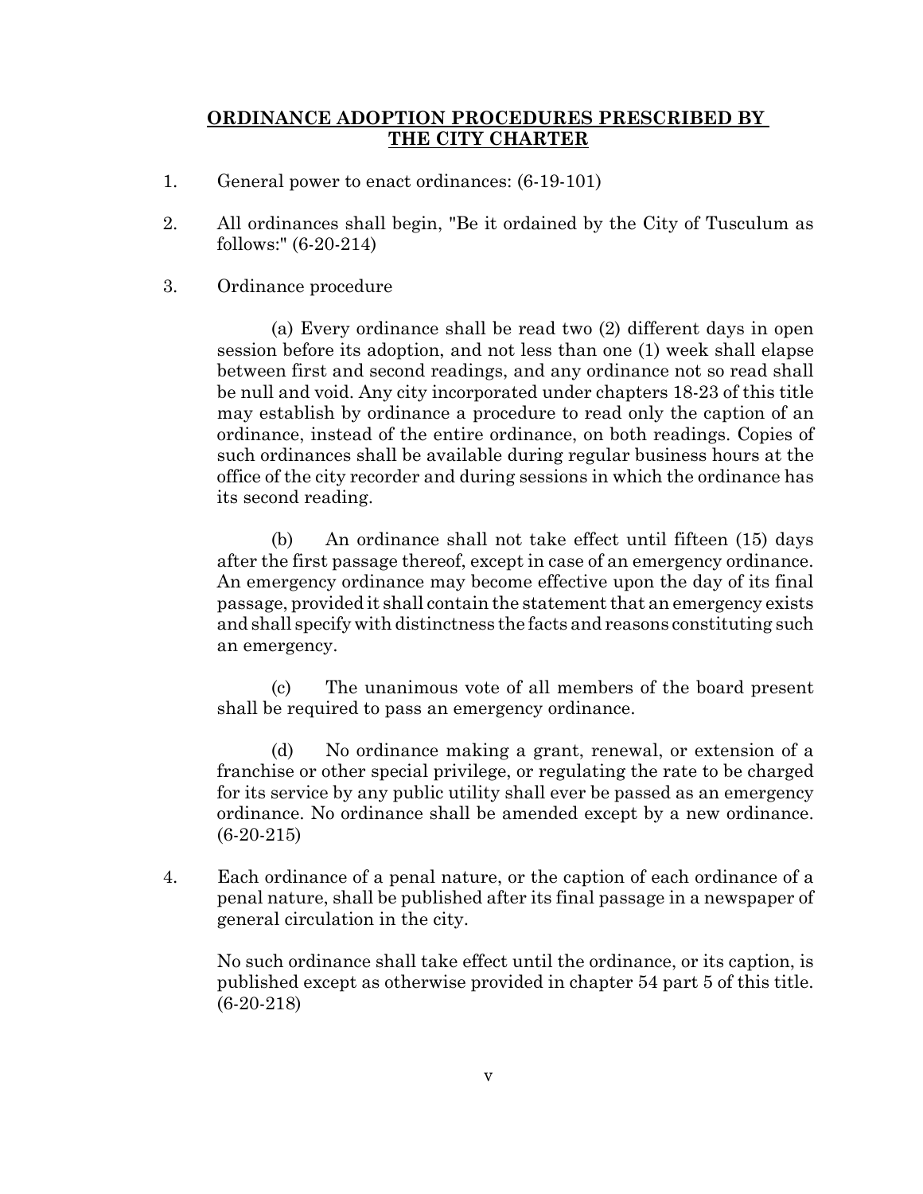## ORDINANCE ADOPTION PROCEDURES PRESCRIBED BY THE CITY CHARTER

1. General power to enact ordinances: (6-19-101)

2. All ordinances shall begin, "Be it ordained by the City of Tusculum as follows:" (6-20-214)

3. Ordinance procedure

   (a) Every ordinance shall be read two (2) different days in open session before its adoption, and not less than one (1) week shall elapse between first and second readings, and any ordinance not so read shall be null and void. Any city incorporated under chapters 18-23 of this title may establish by ordinance a procedure to read only the caption of an ordinance, instead of the entire ordinance, on both readings. Copies of such ordinances shall be available during regular business hours at the office of the city recorder and during sessions in which the ordinance has its second reading.

   (b) An ordinance shall not take effect until fifteen (15) days after the first passage thereof, except in case of an emergency ordinance. An emergency ordinance may become effective upon the day of its final passage, provided it shall contain the statement that an emergency exists and shall specify with distinctness the facts and reasons constituting such an emergency.

   (c) The unanimous vote of all members of the board present shall be required to pass an emergency ordinance.

   (d) No ordinance making a grant, renewal, or extension of a franchise or other special privilege, or regulating the rate to be charged for its service by any public utility shall ever be passed as an emergency ordinance. No ordinance shall be amended except by a new ordinance. (6-20-215)

4. Each ordinance of a penal nature, or the caption of each ordinance of a penal nature, shall be published after its final passage in a newspaper of general circulation in the city.

   No such ordinance shall take effect until the ordinance, or its caption, is published except as otherwise provided in chapter 54 part 5 of this title. (6-20-218)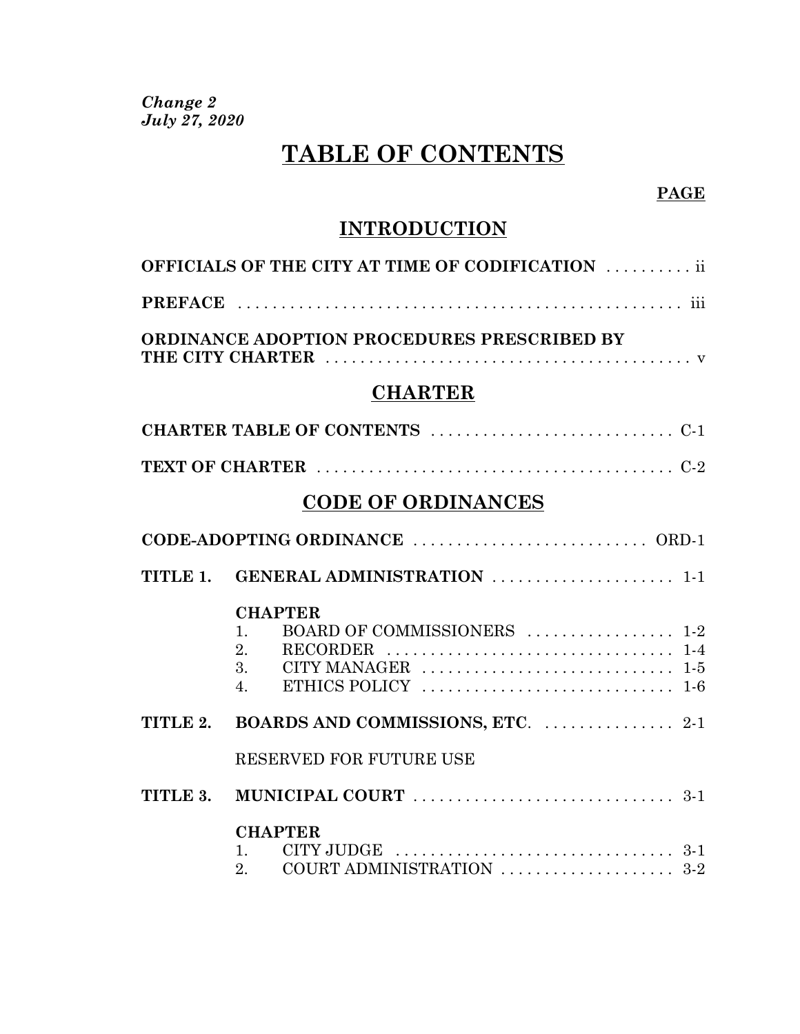*Change 2*
*July 27, 2020*

# TABLE OF CONTENTS

**PAGE**

## INTRODUCTION

**OFFICIALS OF THE CITY AT TIME OF CODIFICATION** . . . . . . . . . . ii

**PREFACE** . . . . . . . . . . . . . . . . . . . . . . . . . . . . . . . . . . . . . . . . . . . . . . . . . . . iii

**ORDINANCE ADOPTION PROCEDURES PRESCRIBED BY THE CITY CHARTER** . . . . . . . . . . . . . . . . . . . . . . . . . . . . . . . . . . . . . . . . . . v

## CHARTER

**CHARTER TABLE OF CONTENTS** . . . . . . . . . . . . . . . . . . . . . . . . . . . . C-1

**TEXT OF CHARTER** . . . . . . . . . . . . . . . . . . . . . . . . . . . . . . . . . . . . . . . . . C-2

## CODE OF ORDINANCES

**CODE-ADOPTING ORDINANCE** . . . . . . . . . . . . . . . . . . . . . . . . . . . ORD-1

**TITLE 1. GENERAL ADMINISTRATION** . . . . . . . . . . . . . . . . . . . . . 1-1

**CHAPTER**
1. BOARD OF COMMISSIONERS . . . . . . . . . . . . . . . . . 1-2
2. RECORDER . . . . . . . . . . . . . . . . . . . . . . . . . . . . . . . . 1-4
3. CITY MANAGER . . . . . . . . . . . . . . . . . . . . . . . . . . . . 1-5
4. ETHICS POLICY . . . . . . . . . . . . . . . . . . . . . . . . . . . . 1-6

**TITLE 2. BOARDS AND COMMISSIONS, ETC.** . . . . . . . . . . . . . . . 2-1

RESERVED FOR FUTURE USE

**TITLE 3. MUNICIPAL COURT** . . . . . . . . . . . . . . . . . . . . . . . . . . . . . . 3-1

**CHAPTER**
1. CITY JUDGE . . . . . . . . . . . . . . . . . . . . . . . . . . . . . . . . 3-1
2. COURT ADMINISTRATION . . . . . . . . . . . . . . . . . . . . 3-2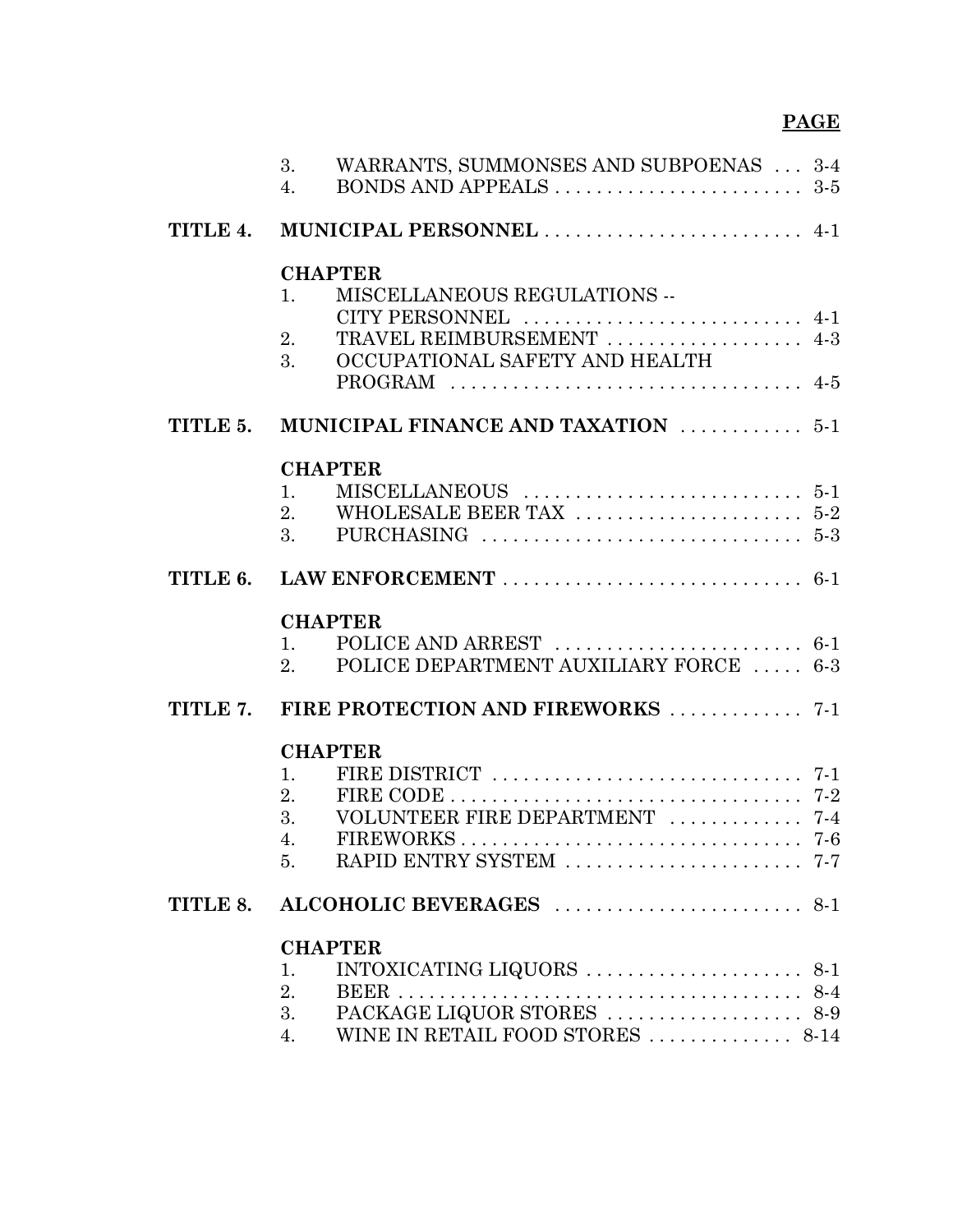**PAGE**

| | | | |
|---|---|---|---|
| | 3. | WARRANTS, SUMMONSES AND SUBPOENAS | 3-4 |
| | 4. | BONDS AND APPEALS | 3-5 |
| **TITLE 4.** | **MUNICIPAL PERSONNEL** | | 4-1 |
| | **CHAPTER** | | |
| | 1. | MISCELLANEOUS REGULATIONS -- CITY PERSONNEL | 4-1 |
| | 2. | TRAVEL REIMBURSEMENT | 4-3 |
| | 3. | OCCUPATIONAL SAFETY AND HEALTH PROGRAM | 4-5 |
| **TITLE 5.** | **MUNICIPAL FINANCE AND TAXATION** | | 5-1 |
| | **CHAPTER** | | |
| | 1. | MISCELLANEOUS | 5-1 |
| | 2. | WHOLESALE BEER TAX | 5-2 |
| | 3. | PURCHASING | 5-3 |
| **TITLE 6.** | **LAW ENFORCEMENT** | | 6-1 |
| | **CHAPTER** | | |
| | 1. | POLICE AND ARREST | 6-1 |
| | 2. | POLICE DEPARTMENT AUXILIARY FORCE | 6-3 |
| **TITLE 7.** | **FIRE PROTECTION AND FIREWORKS** | | 7-1 |
| | **CHAPTER** | | |
| | 1. | FIRE DISTRICT | 7-1 |
| | 2. | FIRE CODE | 7-2 |
| | 3. | VOLUNTEER FIRE DEPARTMENT | 7-4 |
| | 4. | FIREWORKS | 7-6 |
| | 5. | RAPID ENTRY SYSTEM | 7-7 |
| **TITLE 8.** | **ALCOHOLIC BEVERAGES** | | 8-1 |
| | **CHAPTER** | | |
| | 1. | INTOXICATING LIQUORS | 8-1 |
| | 2. | BEER | 8-4 |
| | 3. | PACKAGE LIQUOR STORES | 8-9 |
| | 4. | WINE IN RETAIL FOOD STORES | 8-14 |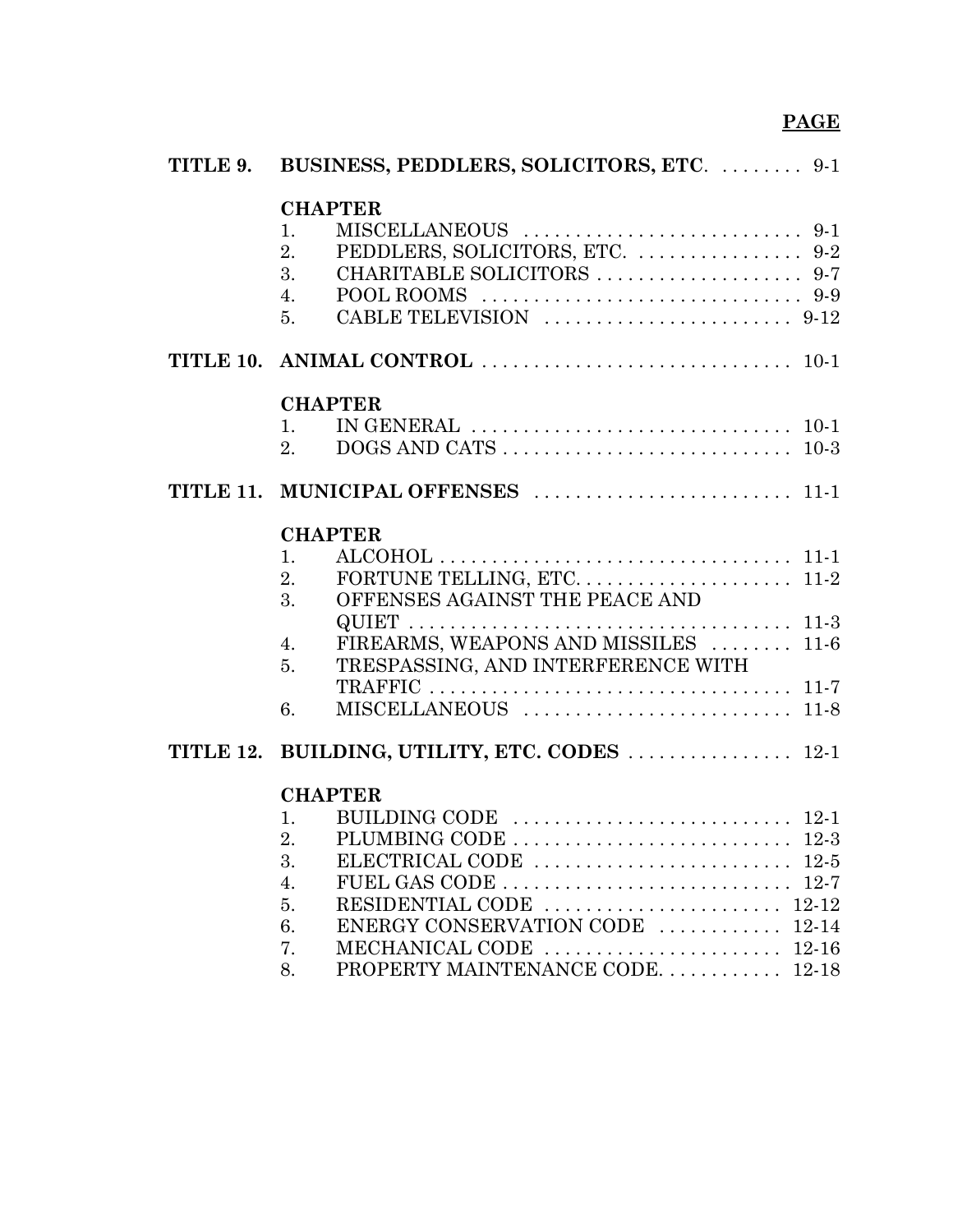**PAGE**

**TITLE 9. BUSINESS, PEDDLERS, SOLICITORS, ETC.** . . . . . . . . 9-1

**CHAPTER**

1. MISCELLANEOUS . . . . . . . . . . . . . . . . . . . . . . . . . . . 9-1
2. PEDDLERS, SOLICITORS, ETC. . . . . . . . . . . . . . . . . 9-2
3. CHARITABLE SOLICITORS . . . . . . . . . . . . . . . . . . . . 9-7
4. POOL ROOMS . . . . . . . . . . . . . . . . . . . . . . . . . . . . . . . 9-9
5. CABLE TELEVISION . . . . . . . . . . . . . . . . . . . . . . . . 9-12

**TITLE 10. ANIMAL CONTROL** . . . . . . . . . . . . . . . . . . . . . . . . . . . . . . 10-1

**CHAPTER**

1. IN GENERAL . . . . . . . . . . . . . . . . . . . . . . . . . . . . . . . 10-1
2. DOGS AND CATS . . . . . . . . . . . . . . . . . . . . . . . . . . . . 10-3

**TITLE 11. MUNICIPAL OFFENSES** . . . . . . . . . . . . . . . . . . . . . . . . . 11-1

**CHAPTER**

1. ALCOHOL . . . . . . . . . . . . . . . . . . . . . . . . . . . . . . . . . . 11-1
2. FORTUNE TELLING, ETC. . . . . . . . . . . . . . . . . . . . . 11-2
3. OFFENSES AGAINST THE PEACE AND QUIET . . . . . . . . . . . . . . . . . . . . . . . . . . . . . . . . . . . . . 11-3
4. FIREARMS, WEAPONS AND MISSILES . . . . . . . . 11-6
5. TRESPASSING, AND INTERFERENCE WITH TRAFFIC . . . . . . . . . . . . . . . . . . . . . . . . . . . . . . . . . . 11-7
6. MISCELLANEOUS . . . . . . . . . . . . . . . . . . . . . . . . . . 11-8

**TITLE 12. BUILDING, UTILITY, ETC. CODES** . . . . . . . . . . . . . . . . 12-1

**CHAPTER**

1. BUILDING CODE . . . . . . . . . . . . . . . . . . . . . . . . . . . 12-1
2. PLUMBING CODE . . . . . . . . . . . . . . . . . . . . . . . . . . . 12-3
3. ELECTRICAL CODE . . . . . . . . . . . . . . . . . . . . . . . . . 12-5
4. FUEL GAS CODE . . . . . . . . . . . . . . . . . . . . . . . . . . . . 12-7
5. RESIDENTIAL CODE . . . . . . . . . . . . . . . . . . . . . . . 12-12
6. ENERGY CONSERVATION CODE . . . . . . . . . . . . 12-14
7. MECHANICAL CODE . . . . . . . . . . . . . . . . . . . . . . . 12-16
8. PROPERTY MAINTENANCE CODE. . . . . . . . . . . . 12-18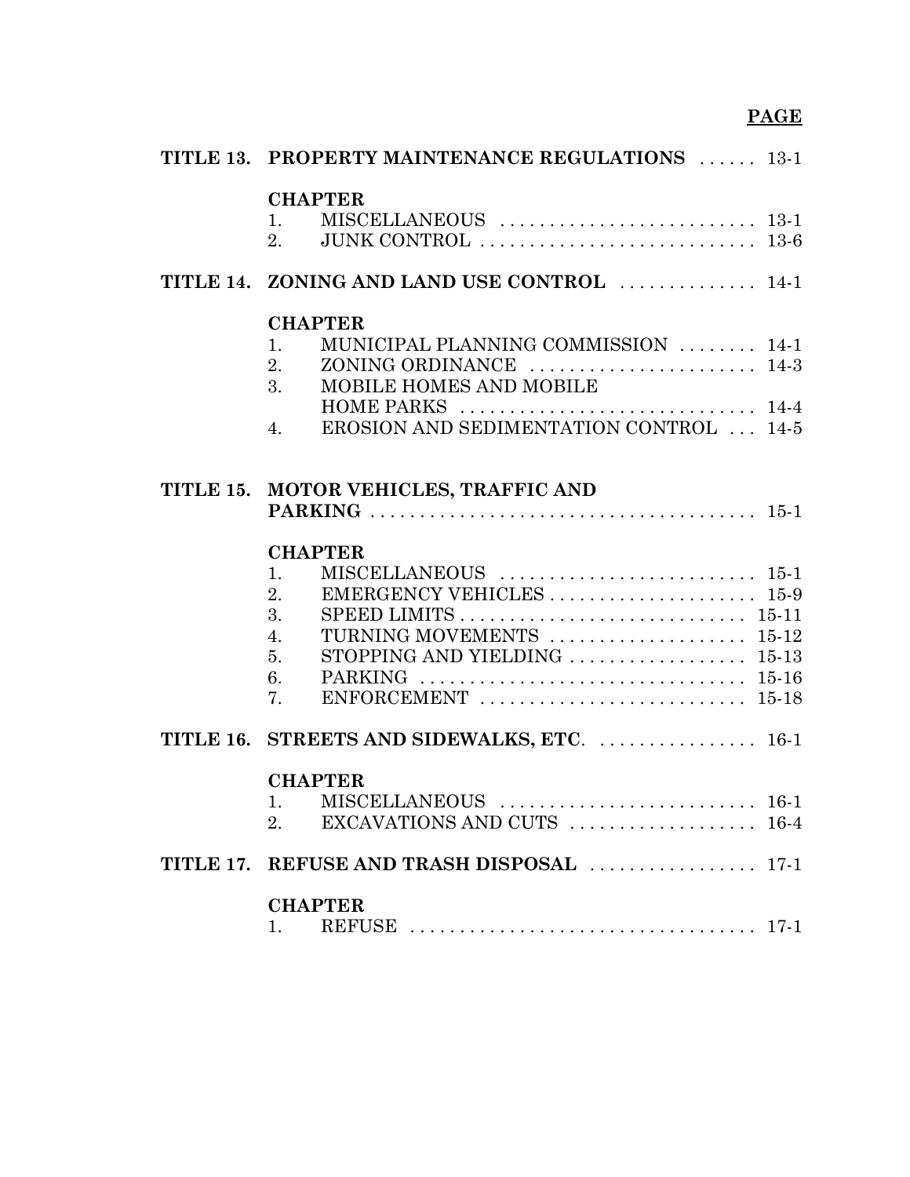**PAGE**

**TITLE 13. PROPERTY MAINTENANCE REGULATIONS** . . . . . . 13-1

**CHAPTER**

1. MISCELLANEOUS . . . . . . . . . . . . . . . . . . . . . . . . . . 13-1
2. JUNK CONTROL . . . . . . . . . . . . . . . . . . . . . . . . . . . . 13-6

**TITLE 14. ZONING AND LAND USE CONTROL** . . . . . . . . . . . . . 14-1

**CHAPTER**

1. MUNICIPAL PLANNING COMMISSION . . . . . . . . 14-1
2. ZONING ORDINANCE . . . . . . . . . . . . . . . . . . . . . . . 14-3
3. MOBILE HOMES AND MOBILE HOME PARKS . . . . . . . . . . . . . . . . . . . . . . . . . . . . . . 14-4
4. EROSION AND SEDIMENTATION CONTROL . . . 14-5

**TITLE 15. MOTOR VEHICLES, TRAFFIC AND PARKING** . . . . . . . . . . . . . . . . . . . . . . . . . . . . . . . . . . . . . . . 15-1

**CHAPTER**

1. MISCELLANEOUS . . . . . . . . . . . . . . . . . . . . . . . . . . 15-1
2. EMERGENCY VEHICLES . . . . . . . . . . . . . . . . . . . . . 15-9
3. SPEED LIMITS . . . . . . . . . . . . . . . . . . . . . . . . . . . . . 15-11
4. TURNING MOVEMENTS . . . . . . . . . . . . . . . . . . . . 15-12
5. STOPPING AND YIELDING . . . . . . . . . . . . . . . . . . 15-13
6. PARKING . . . . . . . . . . . . . . . . . . . . . . . . . . . . . . . . . 15-16
7. ENFORCEMENT . . . . . . . . . . . . . . . . . . . . . . . . . . . 15-18

**TITLE 16. STREETS AND SIDEWALKS, ETC**. . . . . . . . . . . . . . . . . 16-1

**CHAPTER**

1. MISCELLANEOUS . . . . . . . . . . . . . . . . . . . . . . . . . . 16-1
2. EXCAVATIONS AND CUTS . . . . . . . . . . . . . . . . . . . 16-4

**TITLE 17. REFUSE AND TRASH DISPOSAL** . . . . . . . . . . . . . . . . . 17-1

**CHAPTER**

1. REFUSE . . . . . . . . . . . . . . . . . . . . . . . . . . . . . . . . . . . 17-1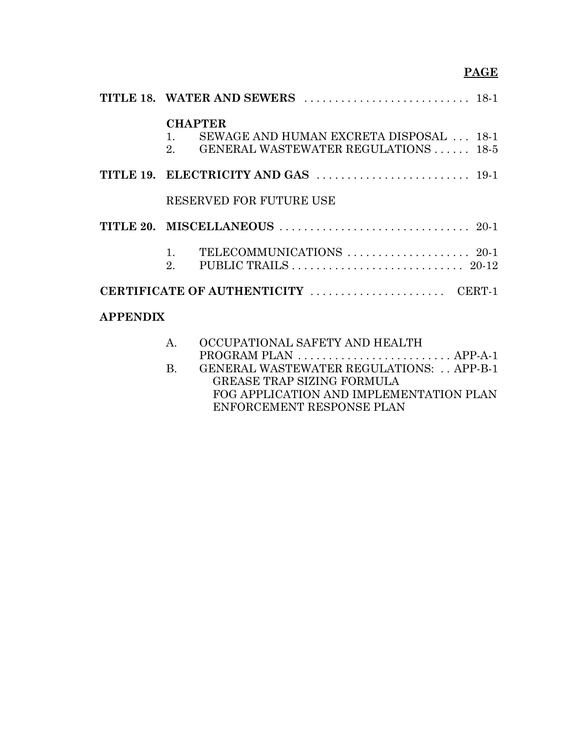**PAGE**

**TITLE 18. WATER AND SEWERS** . . . . . . . . . . . . . . . . . . . . . . . . . . 18-1

**CHAPTER**

1. SEWAGE AND HUMAN EXCRETA DISPOSAL . . . 18-1
2. GENERAL WASTEWATER REGULATIONS . . . . . . 18-5

**TITLE 19. ELECTRICITY AND GAS** . . . . . . . . . . . . . . . . . . . . . . . . 19-1

RESERVED FOR FUTURE USE

**TITLE 20. MISCELLANEOUS** . . . . . . . . . . . . . . . . . . . . . . . . . . . . . . 20-1

1. TELECOMMUNICATIONS . . . . . . . . . . . . . . . . . . . . 20-1
2. PUBLIC TRAILS . . . . . . . . . . . . . . . . . . . . . . . . . . . . 20-12

**CERTIFICATE OF AUTHENTICITY** . . . . . . . . . . . . . . . . . . . . . . CERT-1

**APPENDIX**

A. OCCUPATIONAL SAFETY AND HEALTH PROGRAM PLAN . . . . . . . . . . . . . . . . . . . . . . . . . APP-A-1

B. GENERAL WASTEWATER REGULATIONS: . . APP-B-1
   GREASE TRAP SIZING FORMULA
   FOG APPLICATION AND IMPLEMENTATION PLAN
   ENFORCEMENT RESPONSE PLAN